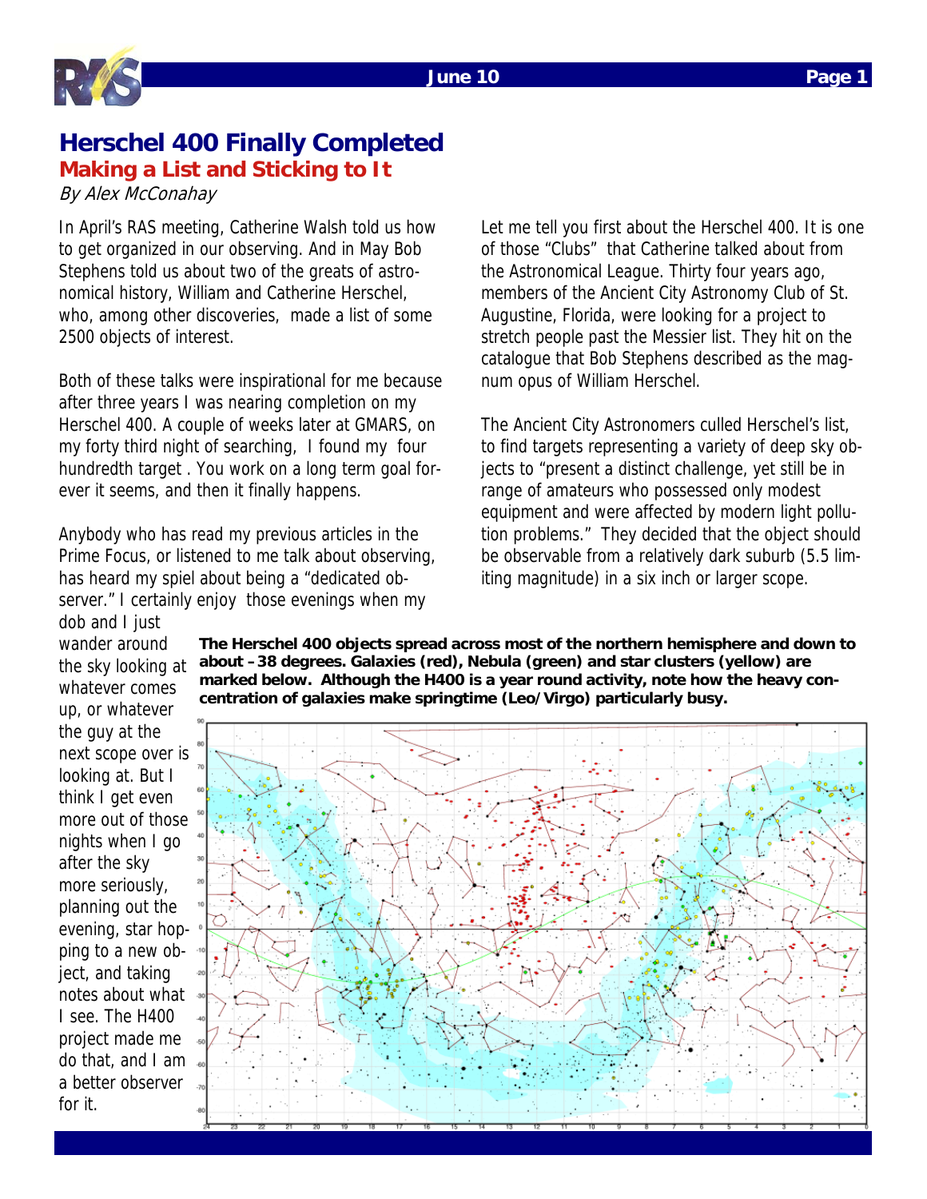# Herschel 400 Finally Completed

## Making a List and Sticking to It

*By Alex McConahay*

In April's RAS meeting, Catherine Walsh told us how to get organized in our observing. And in May Bob Stephens told us about two of the greats of astronomical history, William and Catherine Herschel, who, among other discoveries, made a list of some 2500 objects of interest.

Both of these talks were inspirational for me because after three years I was nearing completion on my Herschel 400. A couple of weeks later at GMARS, on my forty third night of searching, I found my four hundredth target . You work on a long term goal forever it seems, and then it finally happens.

Anybody who has read my previous articles in the Prime Focus, or listened to me talk about observing, has heard my spiel about being a "dedicated observer." I certainly enjoy those evenings when my dob and I just wander around the sky looking at whatever comes up, or whatever the guy at the next scope over is looking at. But I think I get even more out of those nights when I go after the sky more seriously, planning out the evening, star hopping to a new object, and taking notes about what I see. The H400 project made me do that, and I am a better observer for it.

Let me tell you first about the Herschel 400. It is one of those "Clubs" that Catherine talked about from the Astronomical League. Thirty four years ago, members of the Ancient City Astronomy Club of St. Augustine, Florida, were looking for a project to stretch people past the Messier list. They hit on the catalogue that Bob Stephens described as the magnum opus of William Herschel.

The Ancient City Astronomers culled Herschel's list, to find targets representing a variety of deep sky objects to "present a distinct challenge, yet still be in range of amateurs who possessed only modest equipment and were affected by modern light pollution problems." They decided that the object should be observable from a relatively dark suburb (5.5 limiting magnitude) in a six inch or larger scope.

**The Herschel 400 objects spread across most of the northern hemisphere and down to about –38 degrees. Galaxies (red), Nebula (green) and star clusters (yellow) are marked below. Although the H400 is a year round activity, note how the heavy concentration of galaxies make springtime (Leo/Virgo) particularly busy.**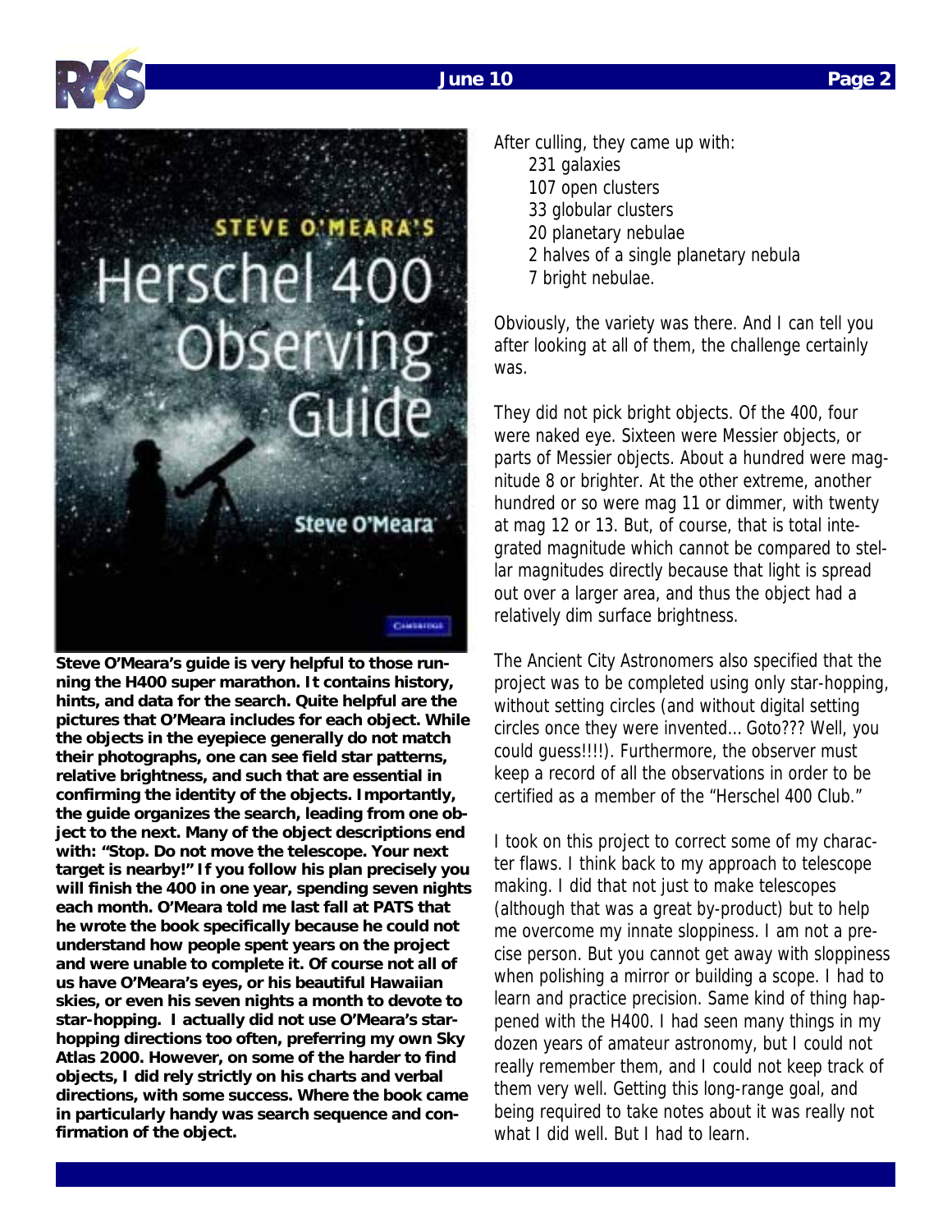**Steve O'Meara's guide is very helpful to those running the H400 super marathon. It contains history, hints, and data for the search. Quite helpful are the pictures that O'Meara includes for each object. While the objects in the eyepiece generally do not match their photographs, one can see field star patterns, relative brightness, and such that are essential in confirming the identity of the objects. Importantly, the guide organizes the search, leading from one object to the next. Many of the object descriptions end with: "Stop. Do not move the telescope. Your next target is nearby!" If you follow his plan precisely you will finish the 400 in one year, spending seven nights each month. O'Meara told me last fall at PATS that he wrote the book specifically because he could not understand how people spent years on the project and were unable to complete it. Of course not all of us have O'Meara's eyes, or his beautiful Hawaiian skies, or even his seven nights a month to devote to star-hopping. I actually did not use O'Meara's star-hopping directions too often, preferring my own Sky Atlas 2000. However, on some of the harder to find objects, I did rely strictly on his charts and verbal directions, with some success. Where the book came in particularly handy was search sequence and confirmation of the object.**

After culling, they came up with:

- 231 galaxies
- 107 open clusters
- 33 globular clusters
- 20 planetary nebulae
- 2 halves of a single planetary nebula
- 7 bright nebulae.

Obviously, the variety was there. And I can tell you after looking at all of them, the challenge certainly was.

They did not pick bright objects. Of the 400, four were naked eye. Sixteen were Messier objects, or parts of Messier objects. About a hundred were magnitude 8 or brighter. At the other extreme, another hundred or so were mag 11 or dimmer, with twenty at mag 12 or 13. But, of course, that is total integrated magnitude which cannot be compared to stellar magnitudes directly because that light is spread out over a larger area, and thus the object had a relatively dim surface brightness.

The Ancient City Astronomers also specified that the project was to be completed using only star-hopping, without setting circles (and without digital setting circles once they were invented… Goto??? Well, you could guess!!!!). Furthermore, the observer must keep a record of all the observations in order to be certified as a member of the "Herschel 400 Club."

I took on this project to correct some of my character flaws. I think back to my approach to telescope making. I did that not just to make telescopes (although that was a great by-product) but to help me overcome my innate sloppiness. I am not a precise person. But you cannot get away with sloppiness when polishing a mirror or building a scope. I had to learn and practice precision. Same kind of thing happened with the H400. I had seen many things in my dozen years of amateur astronomy, but I could not really remember them, and I could not keep track of them very well. Getting this long-range goal, and being required to take notes about it was really not what I did well. But I had to learn.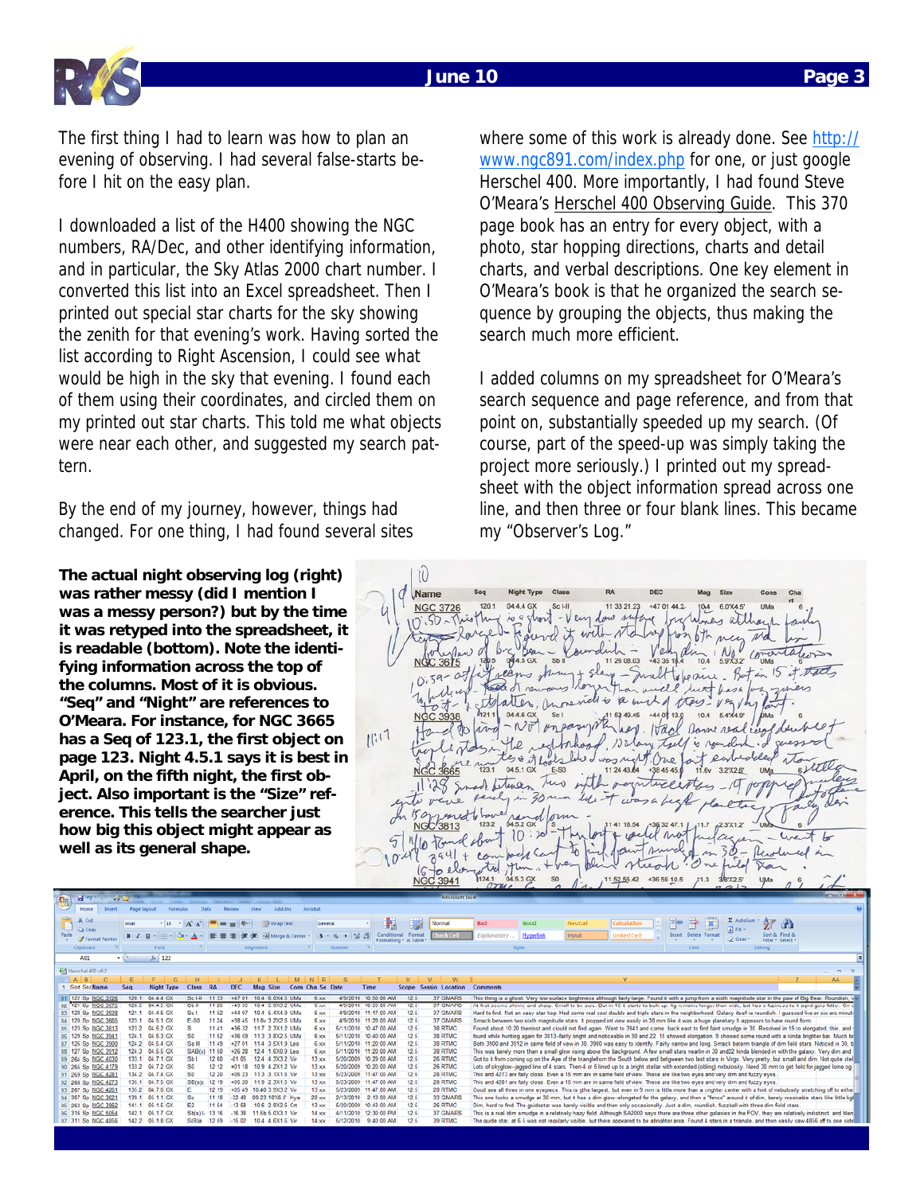The first thing I had to learn was how to plan an evening of observing. I had several false-starts before I hit on the easy plan.

I downloaded a list of the H400 showing the NGC numbers, RA/Dec, and other identifying information, and in particular, the Sky Atlas 2000 chart number. I converted this list into an Excel spreadsheet. Then I printed out special star charts for the sky showing the zenith for that evening's work. Having sorted the list according to Right Ascension, I could see what would be high in the sky that evening. I found each of them using their coordinates, and circled them on my printed out star charts. This told me what objects were near each other, and suggested my search pattern.

By the end of my journey, however, things had changed. For one thing, I had found several sites where some of this work is already done. See http://www.ngc891.com/index.php for one, or just google Herschel 400. More importantly, I had found Steve O'Meara's Herschel 400 Observing Guide. This 370 page book has an entry for every object, with a photo, star hopping directions, charts and detail charts, and verbal descriptions. One key element in O'Meara's book is that he organized the search sequence by grouping the objects, thus making the search much more efficient.

I added columns on my spreadsheet for O'Meara's search sequence and page reference, and from that point on, substantially speeded up my search. (Of course, part of the speed-up was simply taking the project more seriously.) I printed out my spreadsheet with the object information spread across one line, and then three or four blank lines. This became my "Observer's Log."

**The actual night observing log (right) was rather messy (did I mention I was a messy person?) but by the time it was retyped into the spreadsheet, it is readable (bottom). Note the identifying information across the top of the columns. Most of it is obvious. "Seq" and "Night" are references to O'Meara. For instance, for NGC 3665 has a Seq of 123.1, the first object on page 123. Night 4.5.1 says it is best in April, on the fifth night, the first object. Also important is the "Size" reference. This tells the searcher just how big this object might appear as well as its general shape.**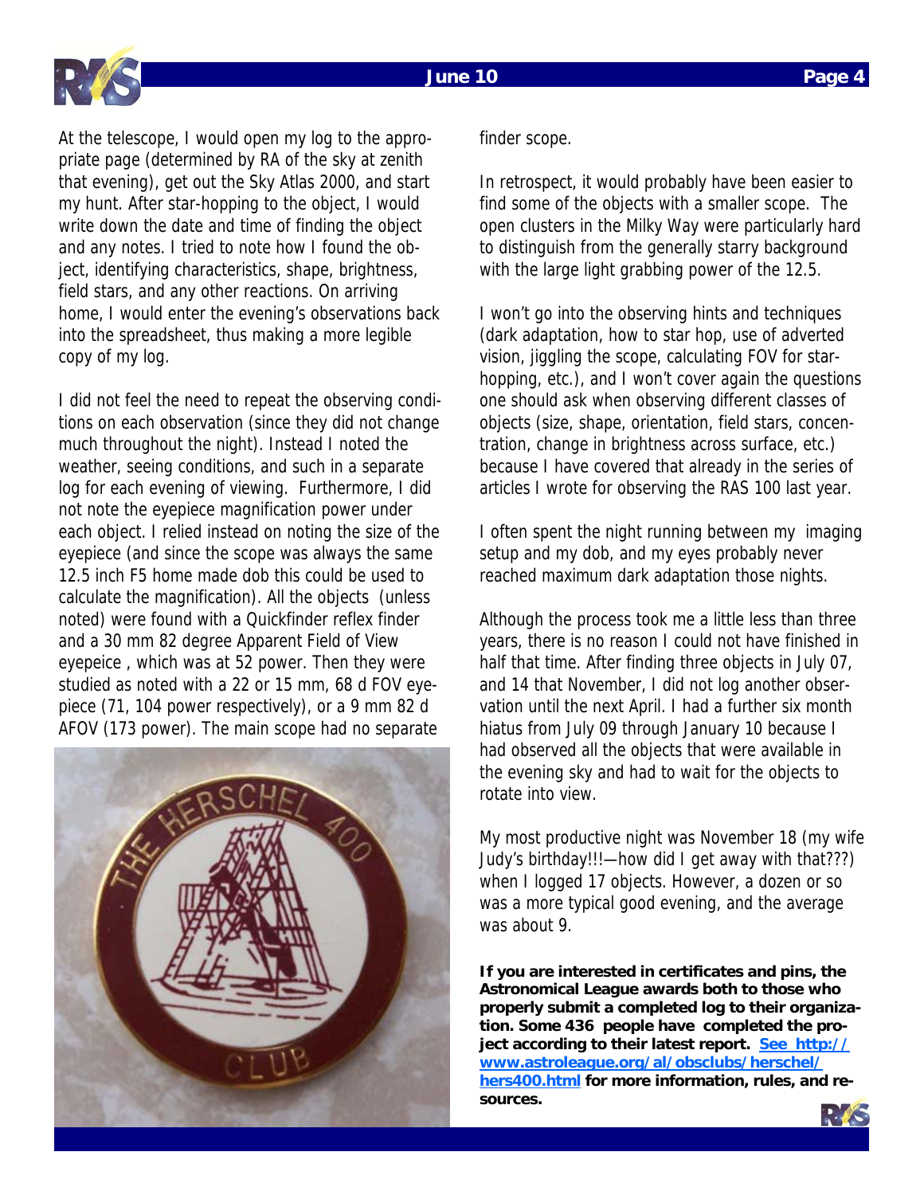At the telescope, I would open my log to the appropriate page (determined by RA of the sky at zenith that evening), get out the Sky Atlas 2000, and start my hunt. After star-hopping to the object, I would write down the date and time of finding the object and any notes. I tried to note how I found the object, identifying characteristics, shape, brightness, field stars, and any other reactions. On arriving home, I would enter the evening's observations back into the spreadsheet, thus making a more legible copy of my log.

I did not feel the need to repeat the observing conditions on each observation (since they did not change much throughout the night). Instead I noted the weather, seeing conditions, and such in a separate log for each evening of viewing. Furthermore, I did not note the eyepiece magnification power under each object. I relied instead on noting the size of the eyepiece (and since the scope was always the same 12.5 inch F5 home made dob this could be used to calculate the magnification). All the objects (unless noted) were found with a Quickfinder reflex finder and a 30 mm 82 degree Apparent Field of View eyepeice , which was at 52 power. Then they were studied as noted with a 22 or 15 mm, 68 d FOV eyepiece (71, 104 power respectively), or a 9 mm 82 d AFOV (173 power). The main scope had no separate finder scope.

In retrospect, it would probably have been easier to find some of the objects with a smaller scope. The open clusters in the Milky Way were particularly hard to distinguish from the generally starry background with the large light grabbing power of the 12.5.

I won't go into the observing hints and techniques (dark adaptation, how to star hop, use of adverted vision, jiggling the scope, calculating FOV for star-hopping, etc.), and I won't cover again the questions one should ask when observing different classes of objects (size, shape, orientation, field stars, concentration, change in brightness across surface, etc.) because I have covered that already in the series of articles I wrote for observing the RAS 100 last year.

I often spent the night running between my imaging setup and my dob, and my eyes probably never reached maximum dark adaptation those nights.

Although the process took me a little less than three years, there is no reason I could not have finished in half that time. After finding three objects in July 07, and 14 that November, I did not log another observation until the next April. I had a further six month hiatus from July 09 through January 10 because I had observed all the objects that were available in the evening sky and had to wait for the objects to rotate into view.

My most productive night was November 18 (my wife Judy's birthday!!!—how did I get away with that???) when I logged 17 objects. However, a dozen or so was a more typical good evening, and the average was about 9.

**If you are interested in certificates and pins, the Astronomical League awards both to those who properly submit a completed log to their organization. Some 436 people have completed the project according to their latest report. See http://www.astroleague.org/al/obsclubs/herschel/hers400.html for more information, rules, and resources.**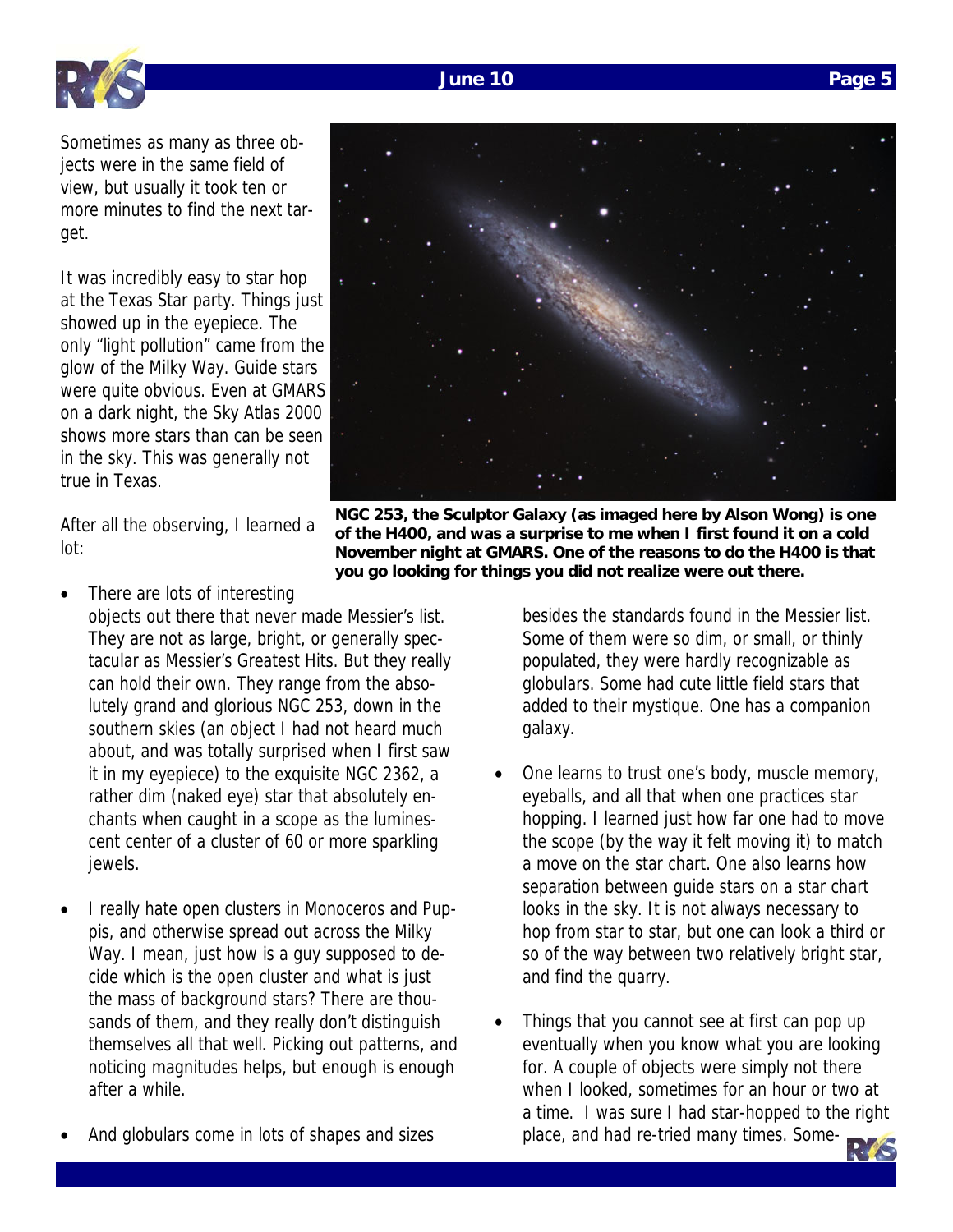Sometimes as many as three objects were in the same field of view, but usually it took ten or more minutes to find the next target.

It was incredibly easy to star hop at the Texas Star party. Things just showed up in the eyepiece. The only "light pollution" came from the glow of the Milky Way. Guide stars were quite obvious. Even at GMARS on a dark night, the Sky Atlas 2000 shows more stars than can be seen in the sky. This was generally not true in Texas.

**NGC 253, the Sculptor Galaxy (as imaged here by Alson Wong) is one of the H400, and was a surprise to me when I first found it on a cold November night at GMARS. One of the reasons to do the H400 is that you go looking for things you did not realize were out there.**

After all the observing, I learned a lot:

- There are lots of interesting objects out there that never made Messier's list. They are not as large, bright, or generally spectacular as Messier's Greatest Hits. But they really can hold their own. They range from the absolutely grand and glorious NGC 253, down in the southern skies (an object I had not heard much about, and was totally surprised when I first saw it in my eyepiece) to the exquisite NGC 2362, a rather dim (naked eye) star that absolutely enchants when caught in a scope as the luminescent center of a cluster of 60 or more sparkling jewels.

- I really hate open clusters in Monoceros and Puppis, and otherwise spread out across the Milky Way. I mean, just how is a guy supposed to decide which is the open cluster and what is just the mass of background stars? There are thousands of them, and they really don't distinguish themselves all that well. Picking out patterns, and noticing magnitudes helps, but enough is enough after a while.

- And globulars come in lots of shapes and sizes besides the standards found in the Messier list. Some of them were so dim, or small, or thinly populated, they were hardly recognizable as globulars. Some had cute little field stars that added to their mystique. One has a companion galaxy.

- One learns to trust one's body, muscle memory, eyeballs, and all that when one practices star hopping. I learned just how far one had to move the scope (by the way it felt moving it) to match a move on the star chart. One also learns how separation between guide stars on a star chart looks in the sky. It is not always necessary to hop from star to star, but one can look a third or so of the way between two relatively bright star, and find the quarry.

- Things that you cannot see at first can pop up eventually when you know what you are looking for. A couple of objects were simply not there when I looked, sometimes for an hour or two at a time. I was sure I had star-hopped to the right place, and had re-tried many times. Some-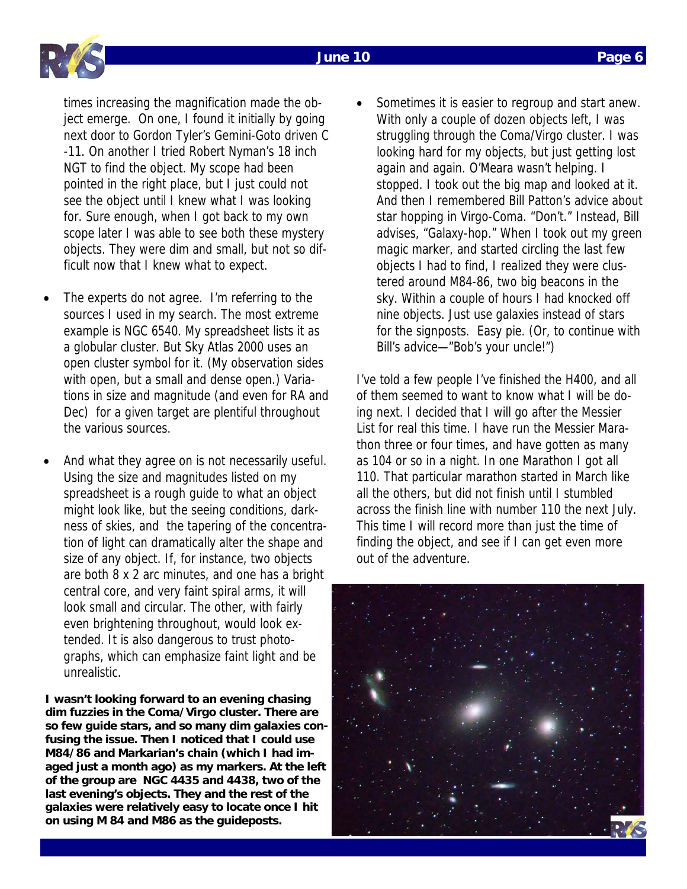times increasing the magnification made the object emerge. On one, I found it initially by going next door to Gordon Tyler's Gemini-Goto driven C-11. On another I tried Robert Nyman's 18 inch NGT to find the object. My scope had been pointed in the right place, but I just could not see the object until I knew what I was looking for. Sure enough, when I got back to my own scope later I was able to see both these mystery objects. They were dim and small, but not so difficult now that I knew what to expect.

- The experts do not agree. I'm referring to the sources I used in my search. The most extreme example is NGC 6540. My spreadsheet lists it as a globular cluster. But Sky Atlas 2000 uses an open cluster symbol for it. (My observation sides with open, but a small and dense open.) Variations in size and magnitude (and even for RA and Dec) for a given target are plentiful throughout the various sources.
- And what they agree on is not necessarily useful. Using the size and magnitudes listed on my spreadsheet is a rough guide to what an object might look like, but the seeing conditions, darkness of skies, and the tapering of the concentration of light can dramatically alter the shape and size of any object. If, for instance, two objects are both 8 x 2 arc minutes, and one has a bright central core, and very faint spiral arms, it will look small and circular. The other, with fairly even brightening throughout, would look extended. It is also dangerous to trust photographs, which can emphasize faint light and be unrealistic.

**I wasn't looking forward to an evening chasing dim fuzzies in the Coma/Virgo cluster. There are so few guide stars, and so many dim galaxies confusing the issue. Then I noticed that I could use M84/86 and Markarian's chain (which I had imaged just a month ago) as my markers. At the left of the group are NGC 4435 and 4438, two of the last evening's objects. They and the rest of the galaxies were relatively easy to locate once I hit on using M 84 and M86 as the guideposts.**

- Sometimes it is easier to regroup and start anew. With only a couple of dozen objects left, I was struggling through the Coma/Virgo cluster. I was looking hard for my objects, but just getting lost again and again. O'Meara wasn't helping. I stopped. I took out the big map and looked at it. And then I remembered Bill Patton's advice about star hopping in Virgo-Coma. "Don't." Instead, Bill advises, "Galaxy-hop." When I took out my green magic marker, and started circling the last few objects I had to find, I realized they were clustered around M84-86, two big beacons in the sky. Within a couple of hours I had knocked off nine objects. Just use galaxies instead of stars for the signposts. Easy pie. (Or, to continue with Bill's advice—"Bob's your uncle!")

I've told a few people I've finished the H400, and all of them seemed to want to know what I will be doing next. I decided that I will go after the Messier List for real this time. I have run the Messier Marathon three or four times, and have gotten as many as 104 or so in a night. In one Marathon I got all 110. That particular marathon started in March like all the others, but did not finish until I stumbled across the finish line with number 110 the next July. This time I will record more than just the time of finding the object, and see if I can get even more out of the adventure.